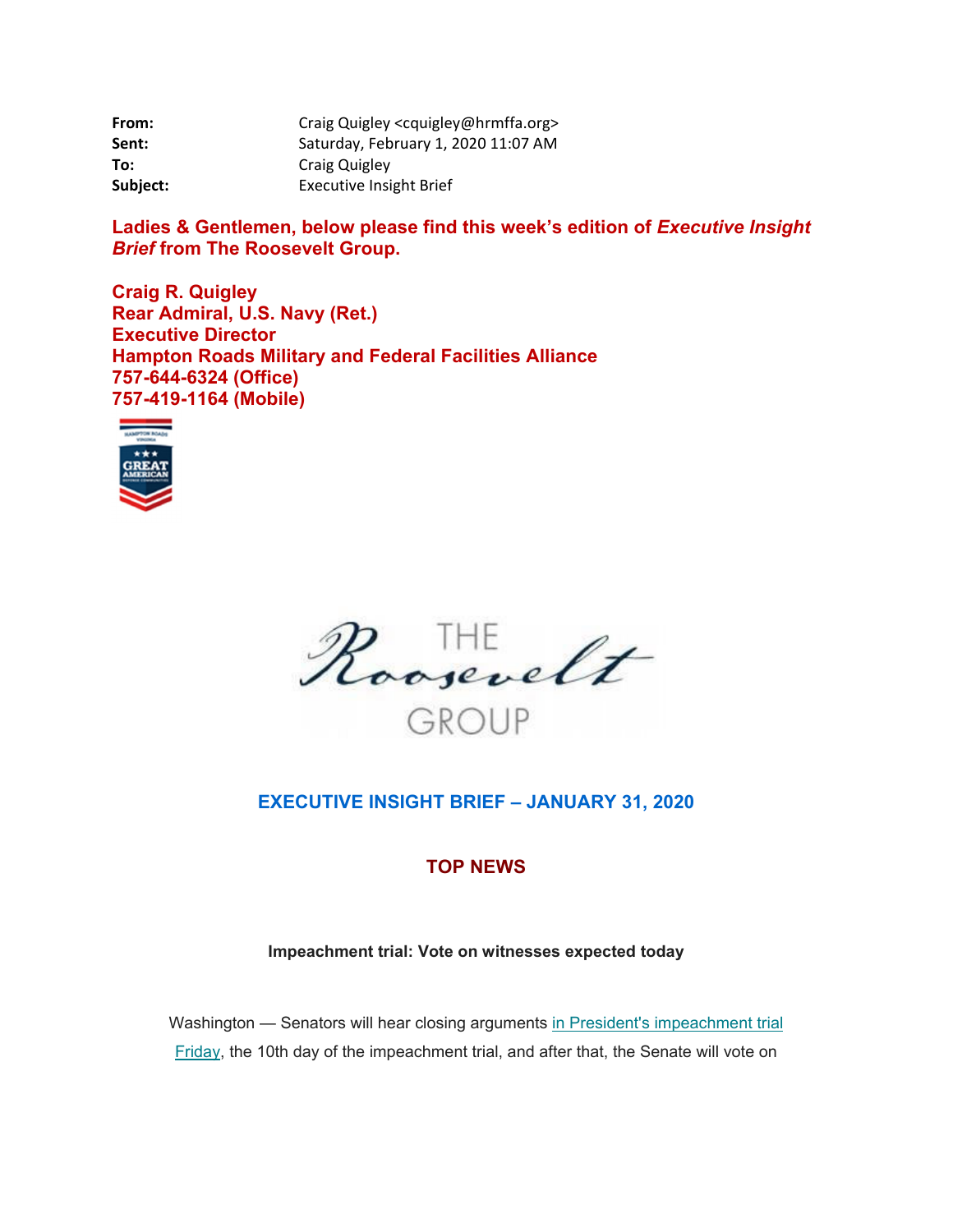| | |
|---|---|
| **From:** | Craig Quigley <cquigley@hrmffa.org> |
| **Sent:** | Saturday, February 1, 2020 11:07 AM |
| **To:** | Craig Quigley |
| **Subject:** | Executive Insight Brief |

**Ladies & Gentlemen, below please find this week's edition of *Executive Insight Brief* from The Roosevelt Group.**

**Craig R. Quigley**
**Rear Admiral, U.S. Navy (Ret.)**
**Executive Director**
**Hampton Roads Military and Federal Facilities Alliance**
**757-644-6324 (Office)**
**757-419-1164 (Mobile)**

# EXECUTIVE INSIGHT BRIEF – JANUARY 31, 2020

## TOP NEWS

### Impeachment trial: Vote on witnesses expected today

Washington — Senators will hear closing arguments in President's impeachment trial Friday, the 10th day of the impeachment trial, and after that, the Senate will vote on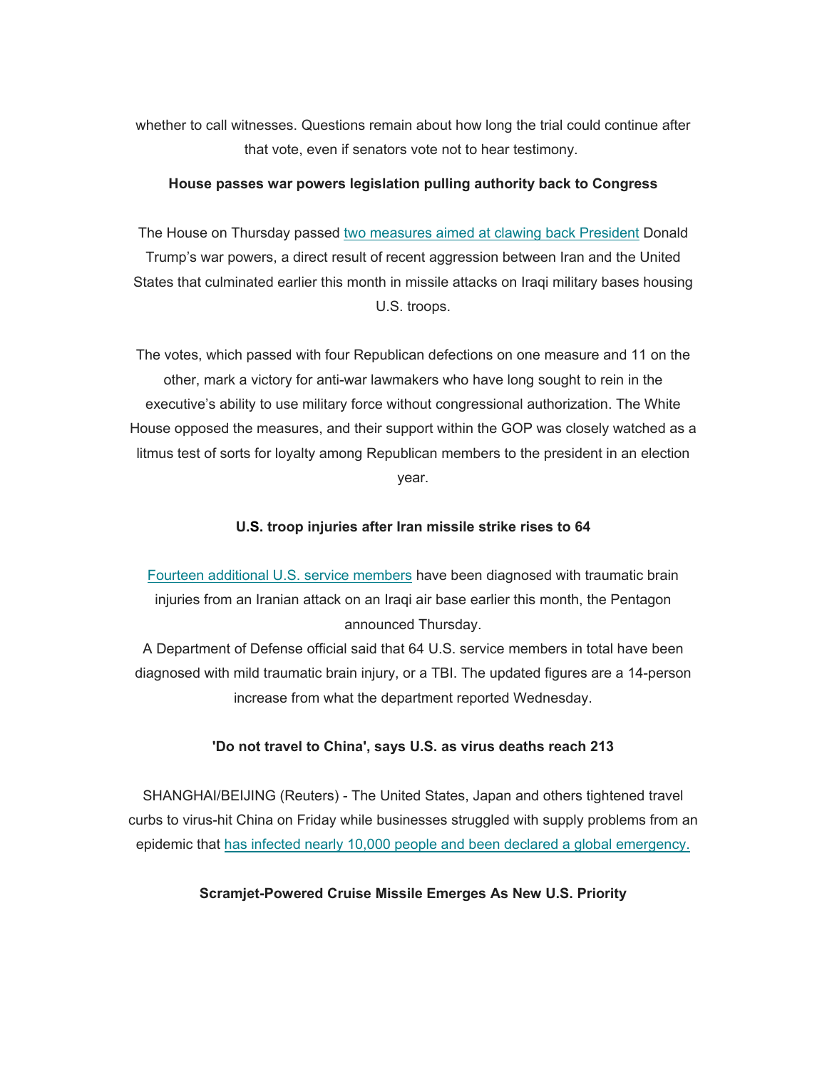whether to call witnesses. Questions remain about how long the trial could continue after that vote, even if senators vote not to hear testimony.

**House passes war powers legislation pulling authority back to Congress**

The House on Thursday passed [two measures aimed at clawing back President]() Donald Trump's war powers, a direct result of recent aggression between Iran and the United States that culminated earlier this month in missile attacks on Iraqi military bases housing U.S. troops.

The votes, which passed with four Republican defections on one measure and 11 on the other, mark a victory for anti-war lawmakers who have long sought to rein in the executive's ability to use military force without congressional authorization. The White House opposed the measures, and their support within the GOP was closely watched as a litmus test of sorts for loyalty among Republican members to the president in an election year.

**U.S. troop injuries after Iran missile strike rises to 64**

[Fourteen additional U.S. service members]() have been diagnosed with traumatic brain injuries from an Iranian attack on an Iraqi air base earlier this month, the Pentagon announced Thursday.

A Department of Defense official said that 64 U.S. service members in total have been diagnosed with mild traumatic brain injury, or a TBI. The updated figures are a 14-person increase from what the department reported Wednesday.

**'Do not travel to China', says U.S. as virus deaths reach 213**

SHANGHAI/BEIJING (Reuters) - The United States, Japan and others tightened travel curbs to virus-hit China on Friday while businesses struggled with supply problems from an epidemic that [has infected nearly 10,000 people and been declared a global emergency.]()

**Scramjet-Powered Cruise Missile Emerges As New U.S. Priority**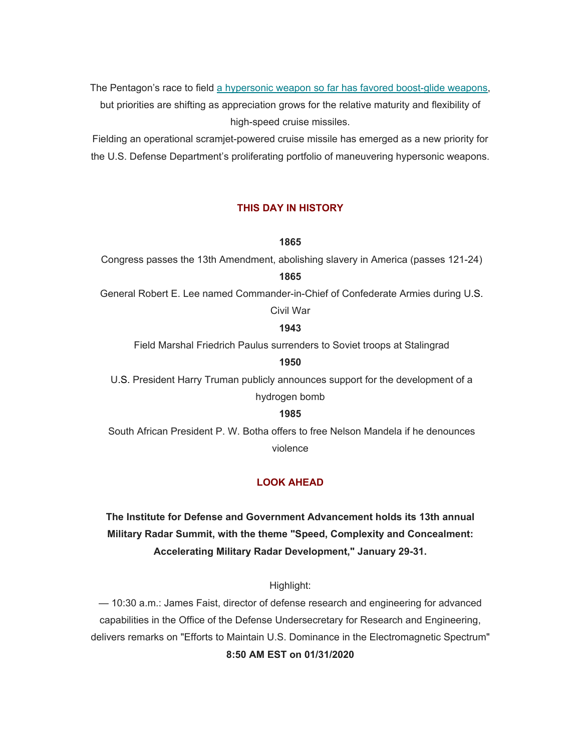The Pentagon's race to field [a hypersonic weapon so far has favored boost-glide weapons](), but priorities are shifting as appreciation grows for the relative maturity and flexibility of high-speed cruise missiles.

Fielding an operational scramjet-powered cruise missile has emerged as a new priority for the U.S. Defense Department's proliferating portfolio of maneuvering hypersonic weapons.

## THIS DAY IN HISTORY

**1865**

Congress passes the 13th Amendment, abolishing slavery in America (passes 121-24)

**1865**

General Robert E. Lee named Commander-in-Chief of Confederate Armies during U.S. Civil War

**1943**

Field Marshal Friedrich Paulus surrenders to Soviet troops at Stalingrad

**1950**

U.S. President Harry Truman publicly announces support for the development of a hydrogen bomb

**1985**

South African President P. W. Botha offers to free Nelson Mandela if he denounces violence

## LOOK AHEAD

**The Institute for Defense and Government Advancement holds its 13th annual Military Radar Summit, with the theme "Speed, Complexity and Concealment: Accelerating Military Radar Development," January 29-31.**

Highlight:

— 10:30 a.m.: James Faist, director of defense research and engineering for advanced capabilities in the Office of the Defense Undersecretary for Research and Engineering, delivers remarks on "Efforts to Maintain U.S. Dominance in the Electromagnetic Spectrum"

**8:50 AM EST on 01/31/2020**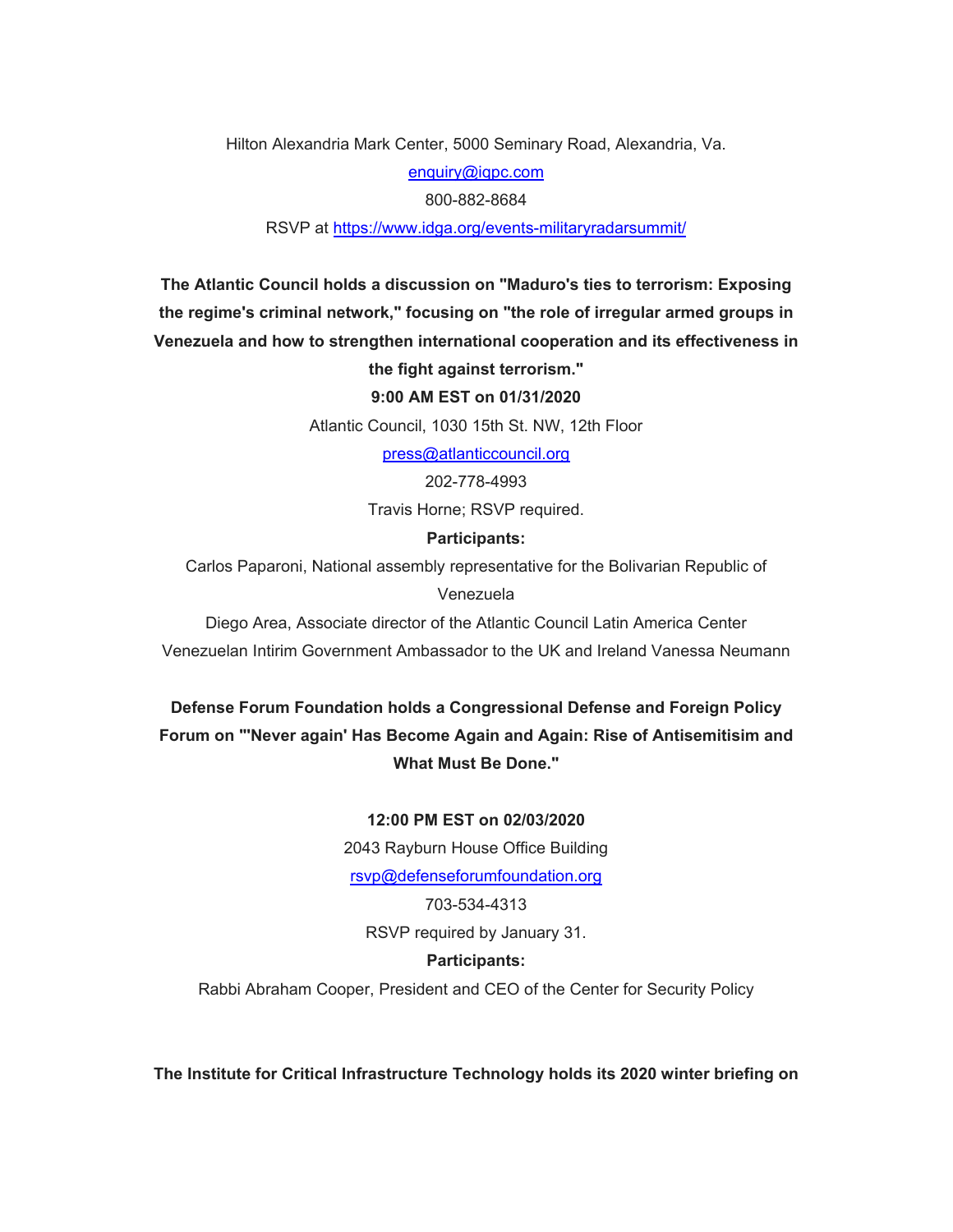Hilton Alexandria Mark Center, 5000 Seminary Road, Alexandria, Va.

enquiry@iqpc.com

800-882-8684

RSVP at https://www.idga.org/events-militaryradarsummit/

**The Atlantic Council holds a discussion on "Maduro's ties to terrorism: Exposing the regime's criminal network," focusing on "the role of irregular armed groups in Venezuela and how to strengthen international cooperation and its effectiveness in the fight against terrorism."**

**9:00 AM EST on 01/31/2020**

Atlantic Council, 1030 15th St. NW, 12th Floor

press@atlanticcouncil.org

202-778-4993

Travis Horne; RSVP required.

**Participants:**

Carlos Paparoni, National assembly representative for the Bolivarian Republic of Venezuela

Diego Area, Associate director of the Atlantic Council Latin America Center

Venezuelan Intirim Government Ambassador to the UK and Ireland Vanessa Neumann

**Defense Forum Foundation holds a Congressional Defense and Foreign Policy Forum on "'Never again' Has Become Again and Again: Rise of Antisemitisim and What Must Be Done."**

**12:00 PM EST on 02/03/2020**

2043 Rayburn House Office Building

rsvp@defenseforumfoundation.org

703-534-4313

RSVP required by January 31.

**Participants:**

Rabbi Abraham Cooper, President and CEO of the Center for Security Policy

**The Institute for Critical Infrastructure Technology holds its 2020 winter briefing on**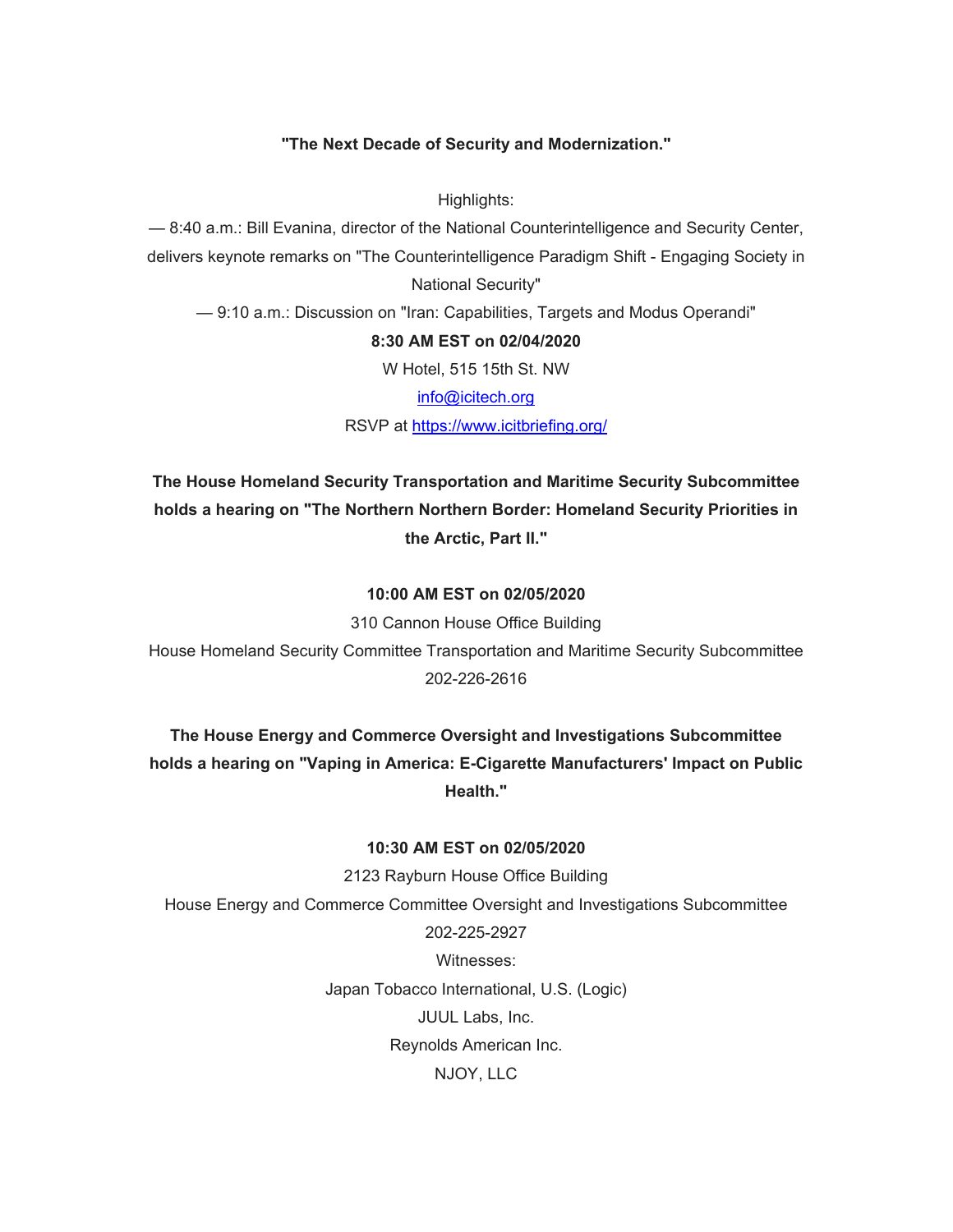**"The Next Decade of Security and Modernization."**

Highlights:

— 8:40 a.m.: Bill Evanina, director of the National Counterintelligence and Security Center, delivers keynote remarks on "The Counterintelligence Paradigm Shift - Engaging Society in National Security"

— 9:10 a.m.: Discussion on "Iran: Capabilities, Targets and Modus Operandi"

**8:30 AM EST on 02/04/2020**

W Hotel, 515 15th St. NW

info@icitech.org

RSVP at https://www.icitbriefing.org/

**The House Homeland Security Transportation and Maritime Security Subcommittee holds a hearing on "The Northern Northern Border: Homeland Security Priorities in the Arctic, Part II."**

**10:00 AM EST on 02/05/2020**

310 Cannon House Office Building

House Homeland Security Committee Transportation and Maritime Security Subcommittee

202-226-2616

**The House Energy and Commerce Oversight and Investigations Subcommittee holds a hearing on "Vaping in America: E-Cigarette Manufacturers' Impact on Public Health."**

**10:30 AM EST on 02/05/2020**

2123 Rayburn House Office Building

House Energy and Commerce Committee Oversight and Investigations Subcommittee

202-225-2927

Witnesses:

Japan Tobacco International, U.S. (Logic)

JUUL Labs, Inc.

Reynolds American Inc.

NJOY, LLC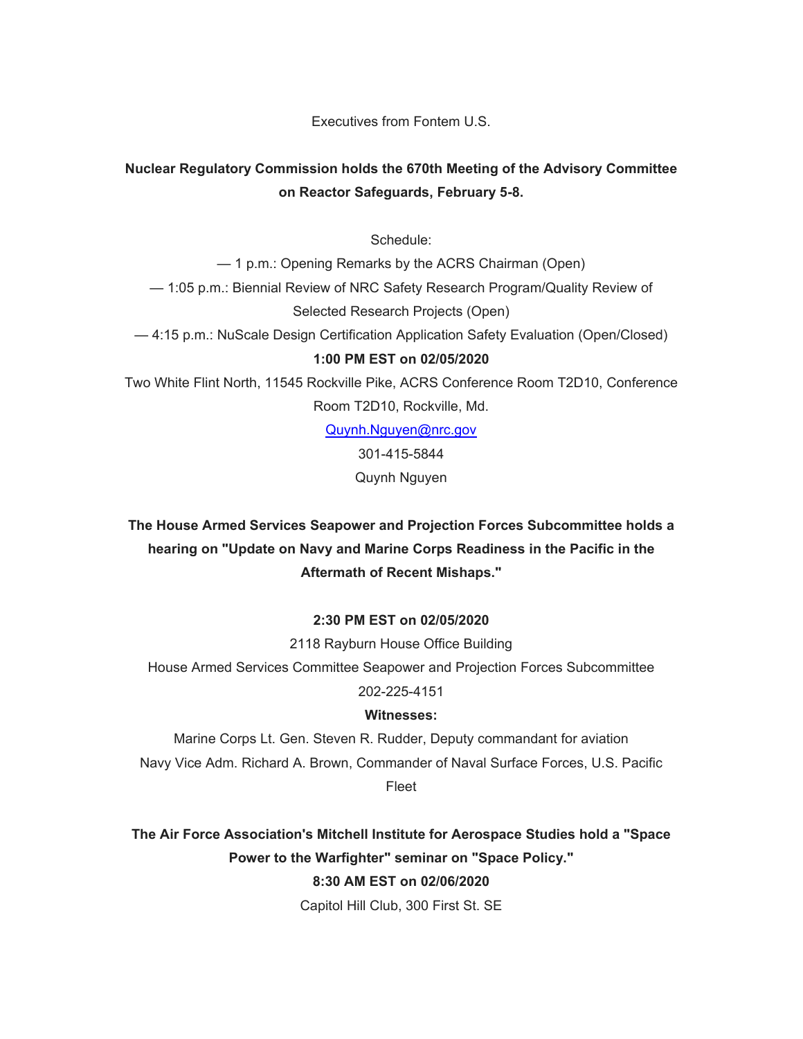Executives from Fontem U.S.

**Nuclear Regulatory Commission holds the 670th Meeting of the Advisory Committee on Reactor Safeguards, February 5-8.**

Schedule:

— 1 p.m.: Opening Remarks by the ACRS Chairman (Open)

— 1:05 p.m.: Biennial Review of NRC Safety Research Program/Quality Review of Selected Research Projects (Open)

— 4:15 p.m.: NuScale Design Certification Application Safety Evaluation (Open/Closed)

**1:00 PM EST on 02/05/2020**

Two White Flint North, 11545 Rockville Pike, ACRS Conference Room T2D10, Conference Room T2D10, Rockville, Md.

Quynh.Nguyen@nrc.gov

301-415-5844

Quynh Nguyen

**The House Armed Services Seapower and Projection Forces Subcommittee holds a hearing on "Update on Navy and Marine Corps Readiness in the Pacific in the Aftermath of Recent Mishaps."**

**2:30 PM EST on 02/05/2020**

2118 Rayburn House Office Building

House Armed Services Committee Seapower and Projection Forces Subcommittee

202-225-4151

**Witnesses:**

Marine Corps Lt. Gen. Steven R. Rudder, Deputy commandant for aviation

Navy Vice Adm. Richard A. Brown, Commander of Naval Surface Forces, U.S. Pacific Fleet

**The Air Force Association's Mitchell Institute for Aerospace Studies hold a "Space Power to the Warfighter" seminar on "Space Policy."**

**8:30 AM EST on 02/06/2020**

Capitol Hill Club, 300 First St. SE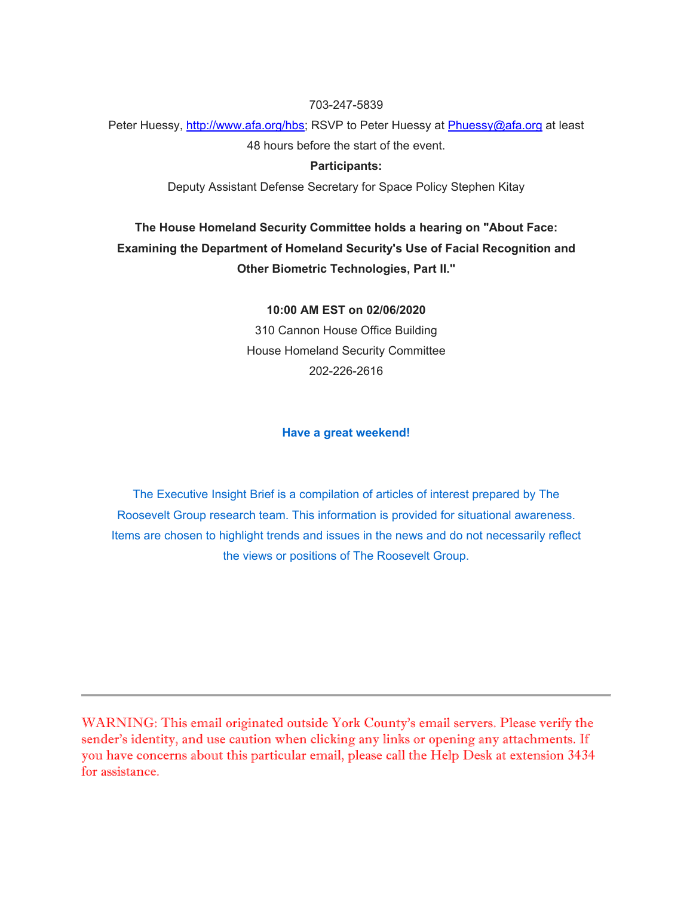703-247-5839

Peter Huessy, http://www.afa.org/hbs; RSVP to Peter Huessy at Phuessy@afa.org at least 48 hours before the start of the event.

**Participants:**

Deputy Assistant Defense Secretary for Space Policy Stephen Kitay

**The House Homeland Security Committee holds a hearing on "About Face: Examining the Department of Homeland Security's Use of Facial Recognition and Other Biometric Technologies, Part II."**

**10:00 AM EST on 02/06/2020**

310 Cannon House Office Building

House Homeland Security Committee

202-226-2616

**Have a great weekend!**

The Executive Insight Brief is a compilation of articles of interest prepared by The Roosevelt Group research team. This information is provided for situational awareness. Items are chosen to highlight trends and issues in the news and do not necessarily reflect the views or positions of The Roosevelt Group.

---

WARNING: This email originated outside York County's email servers. Please verify the sender's identity, and use caution when clicking any links or opening any attachments. If you have concerns about this particular email, please call the Help Desk at extension 3434 for assistance.